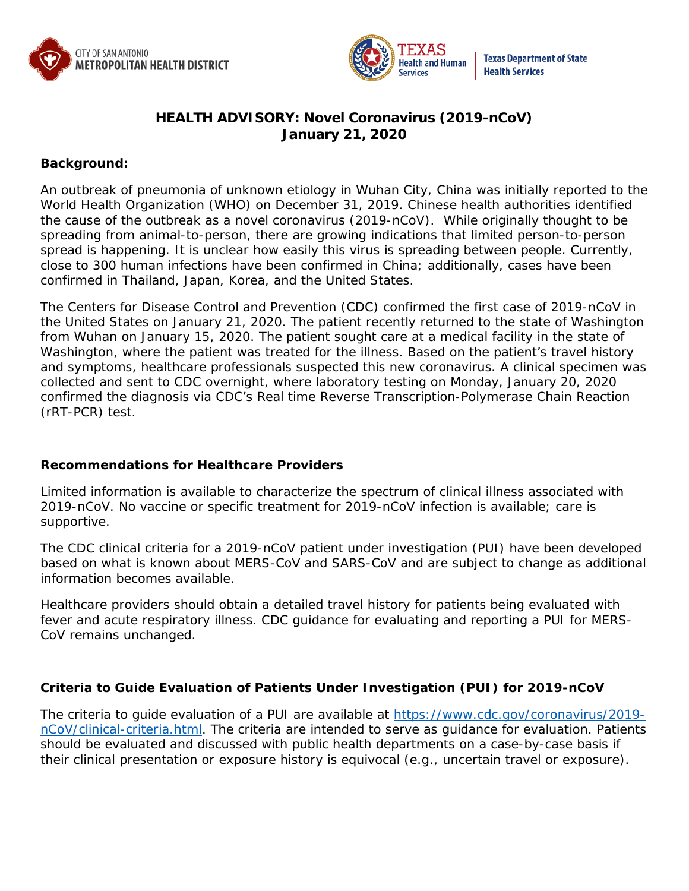CITY OF SAN ANTONIO METROPOLITAN HEALTH DISTRICT

TEXAS Health and Human Services | Texas Department of State Health Services

# HEALTH ADVISORY: Novel Coronavirus (2019-nCoV)
# January 21, 2020

**Background:**

An outbreak of pneumonia of unknown etiology in Wuhan City, China was initially reported to the World Health Organization (WHO) on December 31, 2019. Chinese health authorities identified the cause of the outbreak as a novel coronavirus (2019-nCoV). While originally thought to be spreading from animal-to-person, there are growing indications that limited person-to-person spread is happening. It is unclear how easily this virus is spreading between people. Currently, close to 300 human infections have been confirmed in China; additionally, cases have been confirmed in Thailand, Japan, Korea, and the United States.

The Centers for Disease Control and Prevention (CDC) confirmed the first case of 2019-nCoV in the United States on January 21, 2020. The patient recently returned to the state of Washington from Wuhan on January 15, 2020. The patient sought care at a medical facility in the state of Washington, where the patient was treated for the illness. Based on the patient's travel history and symptoms, healthcare professionals suspected this new coronavirus. A clinical specimen was collected and sent to CDC overnight, where laboratory testing on Monday, January 20, 2020 confirmed the diagnosis via CDC's Real time Reverse Transcription-Polymerase Chain Reaction (rRT-PCR) test.

## Recommendations for Healthcare Providers

Limited information is available to characterize the spectrum of clinical illness associated with 2019-nCoV. No vaccine or specific treatment for 2019-nCoV infection is available; care is supportive.

The CDC clinical criteria for a 2019-nCoV patient under investigation (PUI) have been developed based on what is known about MERS-CoV and SARS-CoV and are subject to change as additional information becomes available.

Healthcare providers should obtain a detailed travel history for patients being evaluated with fever and acute respiratory illness. CDC guidance for evaluating and reporting a PUI for MERS-CoV remains unchanged.

## Criteria to Guide Evaluation of Patients Under Investigation (PUI) for 2019-nCoV

The criteria to guide evaluation of a PUI are available at [https://www.cdc.gov/coronavirus/2019-nCoV/clinical-criteria.html](https://www.cdc.gov/coronavirus/2019-nCoV/clinical-criteria.html). The criteria are intended to serve as guidance for evaluation. Patients should be evaluated and discussed with public health departments on a case-by-case basis if their clinical presentation or exposure history is equivocal (e.g., uncertain travel or exposure).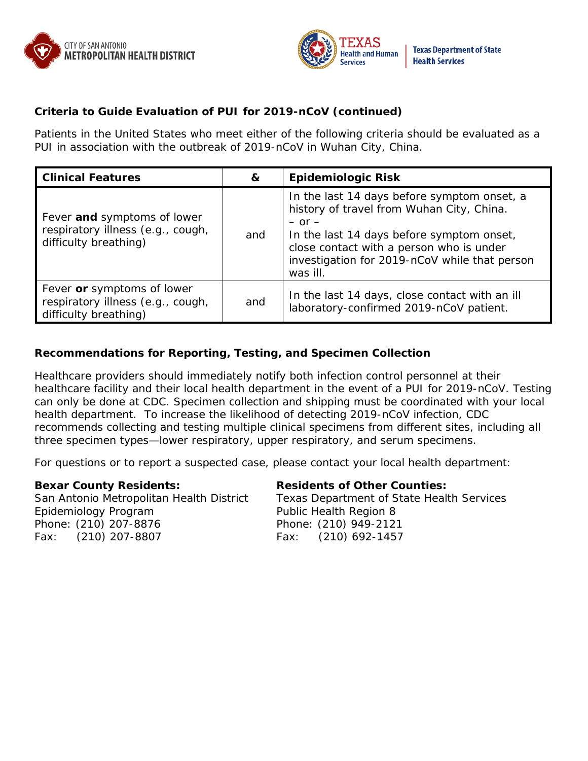**Criteria to Guide Evaluation of PUI for 2019-nCoV (continued)**

Patients in the United States who meet either of the following criteria should be evaluated as a PUI in association with the outbreak of 2019-nCoV in Wuhan City, China.

| Clinical Features | & | Epidemiologic Risk |
|---|---|---|
| Fever **and** symptoms of lower respiratory illness (e.g., cough, difficulty breathing) | and | In the last 14 days before symptom onset, a history of travel from Wuhan City, China. – or – In the last 14 days before symptom onset, close contact with a person who is under investigation for 2019-nCoV while that person was ill. |
| Fever **or** symptoms of lower respiratory illness (e.g., cough, difficulty breathing) | and | In the last 14 days, close contact with an ill laboratory-confirmed 2019-nCoV patient. |

**Recommendations for Reporting, Testing, and Specimen Collection**

Healthcare providers should immediately notify both infection control personnel at their healthcare facility and their local health department in the event of a PUI for 2019-nCoV. Testing can only be done at CDC. Specimen collection and shipping must be coordinated with your local health department. To increase the likelihood of detecting 2019-nCoV infection, CDC recommends collecting and testing multiple clinical specimens from different sites, including all three specimen types—lower respiratory, upper respiratory, and serum specimens.

For questions or to report a suspected case, please contact your local health department:

**Bexar County Residents:**
San Antonio Metropolitan Health District
Epidemiology Program
Phone: (210) 207-8876
Fax: (210) 207-8807

**Residents of Other Counties:**
Texas Department of State Health Services
Public Health Region 8
Phone: (210) 949-2121
Fax: (210) 692-1457